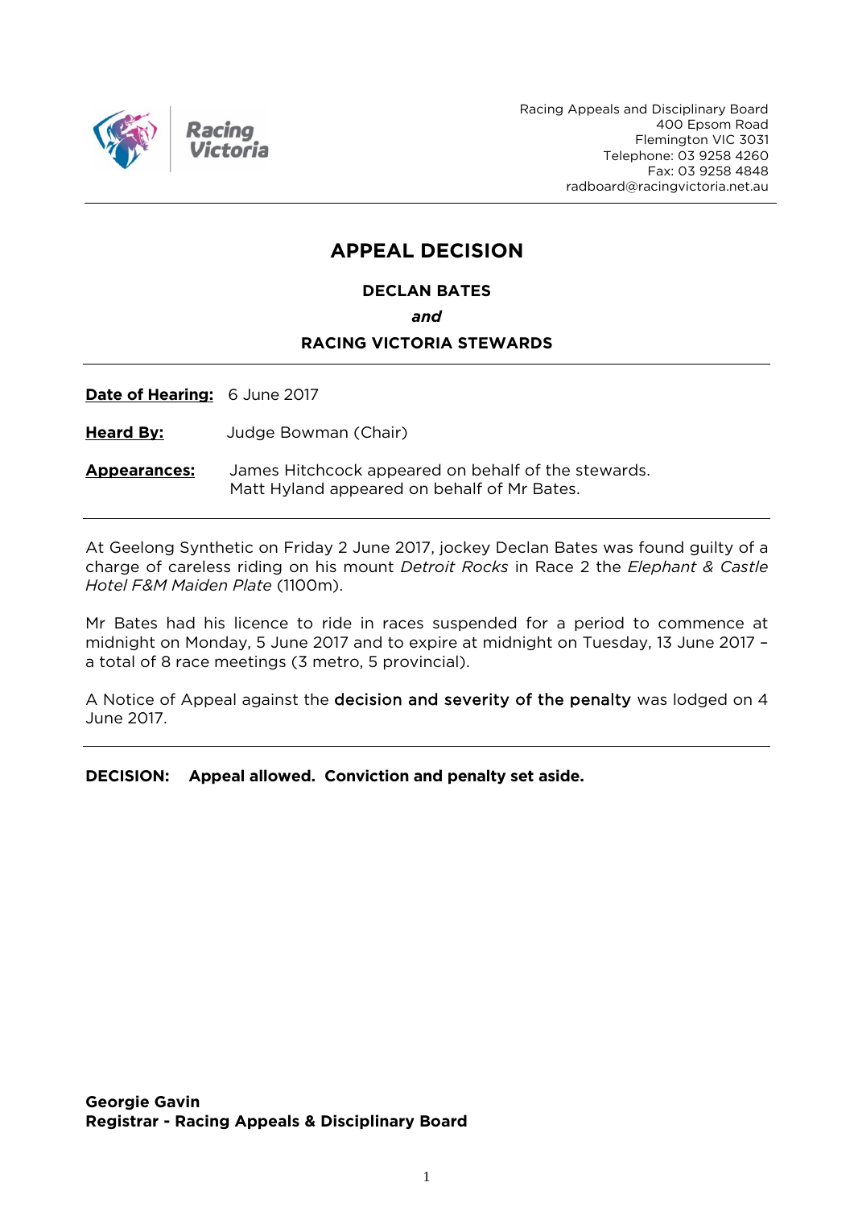Racing Appeals and Disciplinary Board
400 Epsom Road
Flemington VIC 3031
Telephone: 03 9258 4260
Fax: 03 9258 4848
radboard@racingvictoria.net.au

---

# APPEAL DECISION

**DECLAN BATES**

***and***

**RACING VICTORIA STEWARDS**

---

**Date of Hearing:** 6 June 2017

**Heard By:** Judge Bowman (Chair)

**Appearances:** James Hitchcock appeared on behalf of the stewards.
Matt Hyland appeared on behalf of Mr Bates.

---

At Geelong Synthetic on Friday 2 June 2017, jockey Declan Bates was found guilty of a charge of careless riding on his mount *Detroit Rocks* in Race 2 the *Elephant & Castle Hotel F&M Maiden Plate* (1100m).

Mr Bates had his licence to ride in races suspended for a period to commence at midnight on Monday, 5 June 2017 and to expire at midnight on Tuesday, 13 June 2017 – a total of 8 race meetings (3 metro, 5 provincial).

A Notice of Appeal against the **decision and severity of the penalty** was lodged on 4 June 2017.

---

**DECISION: Appeal allowed. Conviction and penalty set aside.**

**Georgie Gavin**
**Registrar - Racing Appeals & Disciplinary Board**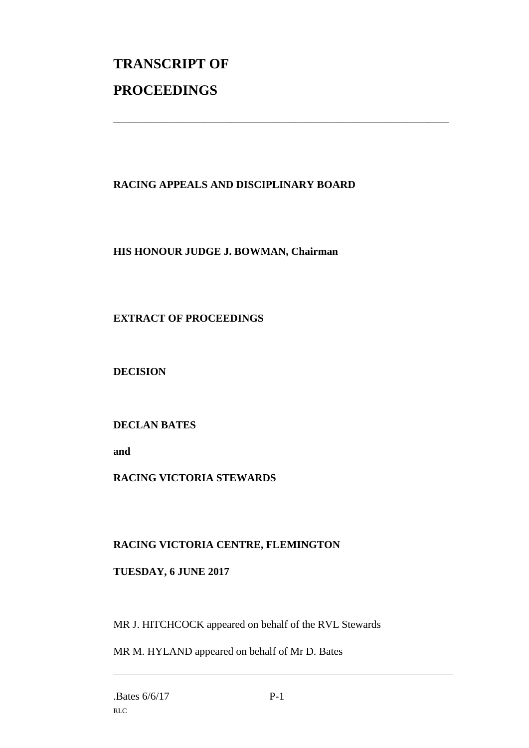# TRANSCRIPT OF PROCEEDINGS

---

**RACING APPEALS AND DISCIPLINARY BOARD**

**HIS HONOUR JUDGE J. BOWMAN, Chairman**

**EXTRACT OF PROCEEDINGS**

**DECISION**

**DECLAN BATES**

**and**

**RACING VICTORIA STEWARDS**

**RACING VICTORIA CENTRE, FLEMINGTON**

**TUESDAY, 6 JUNE 2017**

MR J. HITCHCOCK appeared on behalf of the RVL Stewards

MR M. HYLAND appeared on behalf of Mr D. Bates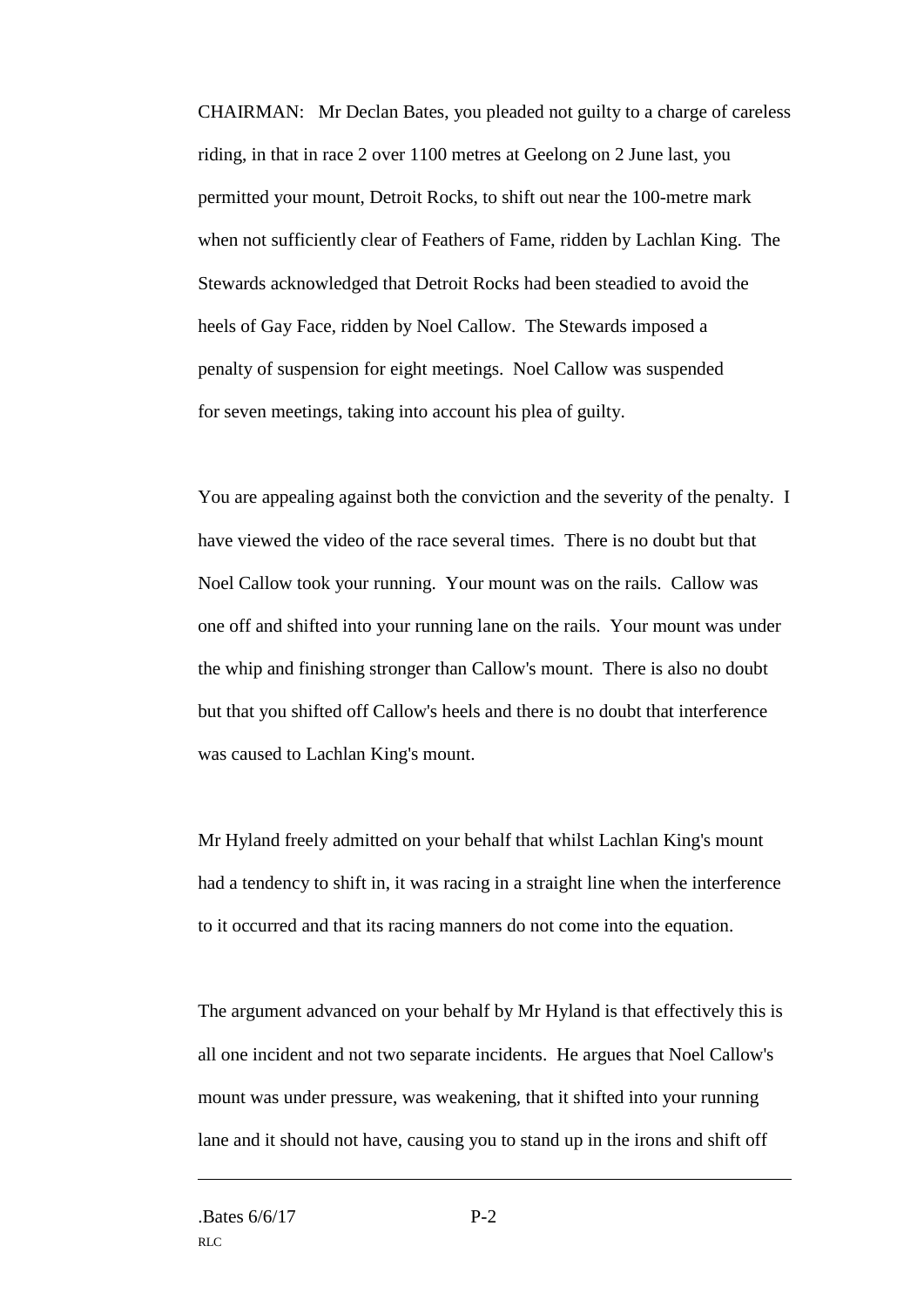CHAIRMAN: Mr Declan Bates, you pleaded not guilty to a charge of careless riding, in that in race 2 over 1100 metres at Geelong on 2 June last, you permitted your mount, Detroit Rocks, to shift out near the 100-metre mark when not sufficiently clear of Feathers of Fame, ridden by Lachlan King. The Stewards acknowledged that Detroit Rocks had been steadied to avoid the heels of Gay Face, ridden by Noel Callow. The Stewards imposed a penalty of suspension for eight meetings. Noel Callow was suspended for seven meetings, taking into account his plea of guilty.

You are appealing against both the conviction and the severity of the penalty. I have viewed the video of the race several times. There is no doubt but that Noel Callow took your running. Your mount was on the rails. Callow was one off and shifted into your running lane on the rails. Your mount was under the whip and finishing stronger than Callow's mount. There is also no doubt but that you shifted off Callow's heels and there is no doubt that interference was caused to Lachlan King's mount.

Mr Hyland freely admitted on your behalf that whilst Lachlan King's mount had a tendency to shift in, it was racing in a straight line when the interference to it occurred and that its racing manners do not come into the equation.

The argument advanced on your behalf by Mr Hyland is that effectively this is all one incident and not two separate incidents. He argues that Noel Callow's mount was under pressure, was weakening, that it shifted into your running lane and it should not have, causing you to stand up in the irons and shift off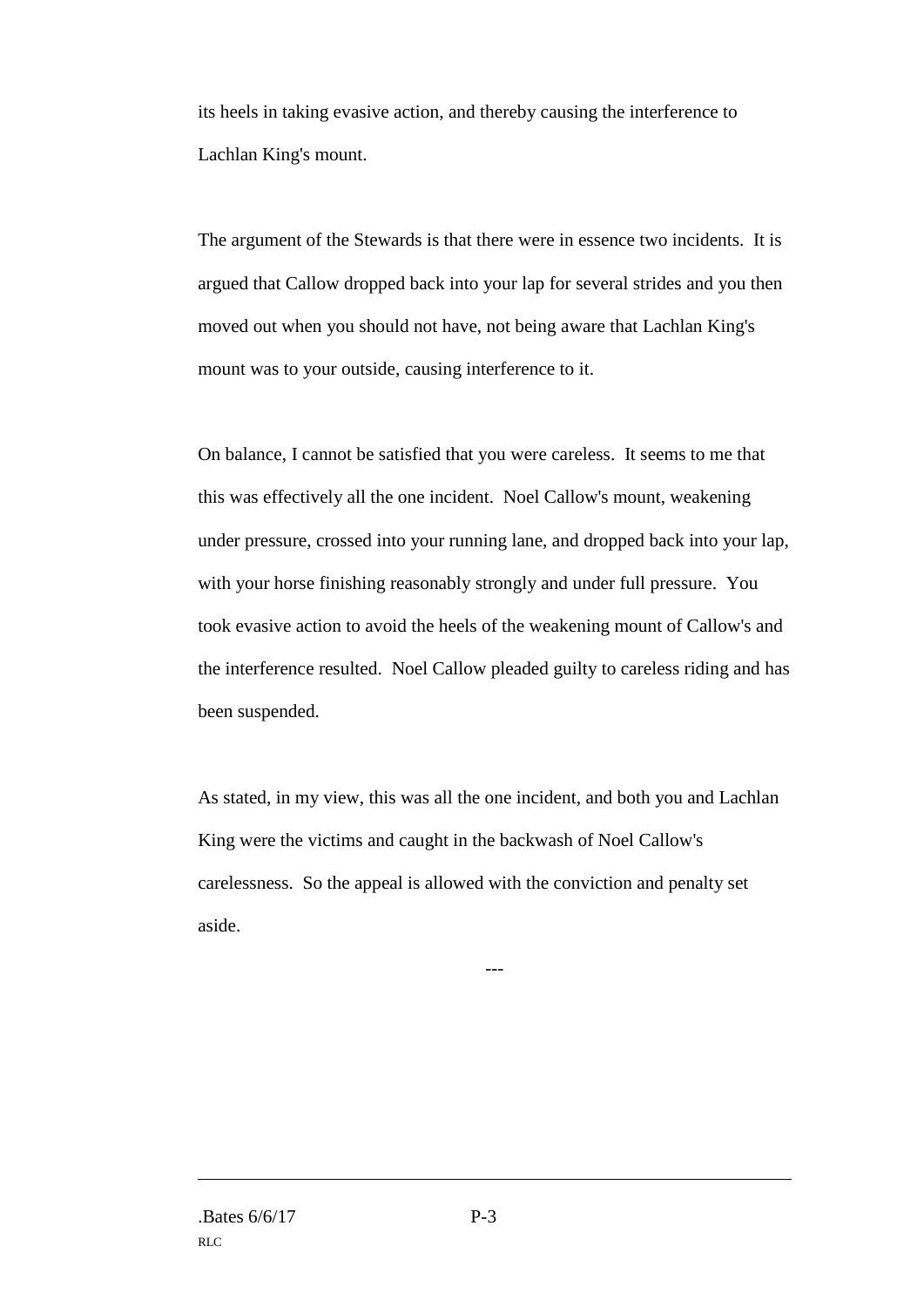its heels in taking evasive action, and thereby causing the interference to Lachlan King's mount.

The argument of the Stewards is that there were in essence two incidents. It is argued that Callow dropped back into your lap for several strides and you then moved out when you should not have, not being aware that Lachlan King's mount was to your outside, causing interference to it.

On balance, I cannot be satisfied that you were careless. It seems to me that this was effectively all the one incident. Noel Callow's mount, weakening under pressure, crossed into your running lane, and dropped back into your lap, with your horse finishing reasonably strongly and under full pressure. You took evasive action to avoid the heels of the weakening mount of Callow's and the interference resulted. Noel Callow pleaded guilty to careless riding and has been suspended.

As stated, in my view, this was all the one incident, and both you and Lachlan King were the victims and caught in the backwash of Noel Callow's carelessness. So the appeal is allowed with the conviction and penalty set aside.

---